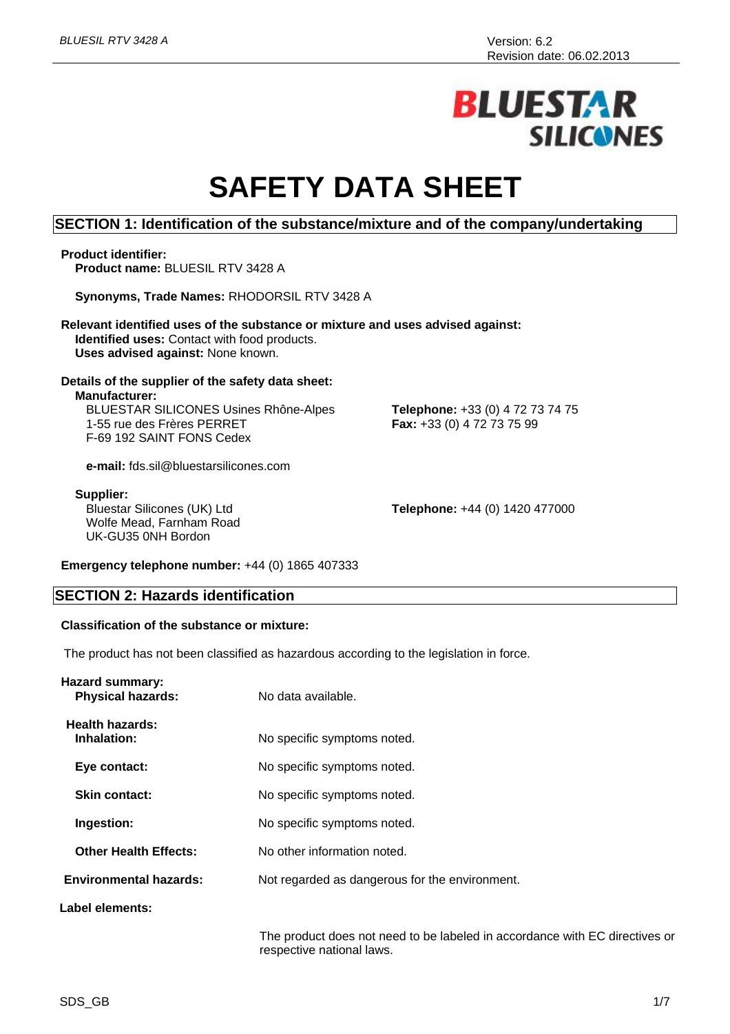# SAFETY DATA SHEET

## SECTION 1: Identification of the substance/mixture and of the company/undertaking

**Product identifier:**

**Product name:** BLUESIL RTV 3428 A

**Synonyms, Trade Names:** RHODORSIL RTV 3428 A

**Relevant identified uses of the substance or mixture and uses advised against:**

**Identified uses:** Contact with food products.

**Uses advised against:** None known.

**Details of the supplier of the safety data sheet:**

**Manufacturer:**

BLUESTAR SILICONES Usines Rhône-Alpes
1-55 rue des Frères PERRET
F-69 192 SAINT FONS Cedex

**Telephone:** +33 (0) 4 72 73 74 75
**Fax:** +33 (0) 4 72 73 75 99

**e-mail:** fds.sil@bluestarsilicones.com

**Supplier:**

Bluestar Silicones (UK) Ltd
Wolfe Mead, Farnham Road
UK-GU35 0NH Bordon

**Telephone:** +44 (0) 1420 477000

**Emergency telephone number:** +44 (0) 1865 407333

## SECTION 2: Hazards identification

**Classification of the substance or mixture:**

The product has not been classified as hazardous according to the legislation in force.

**Hazard summary:**

**Physical hazards:** No data available.

**Health hazards:**

**Inhalation:** No specific symptoms noted.

**Eye contact:** No specific symptoms noted.

**Skin contact:** No specific symptoms noted.

**Ingestion:** No specific symptoms noted.

**Other Health Effects:** No other information noted.

**Environmental hazards:** Not regarded as dangerous for the environment.

**Label elements:**

The product does not need to be labeled in accordance with EC directives or respective national laws.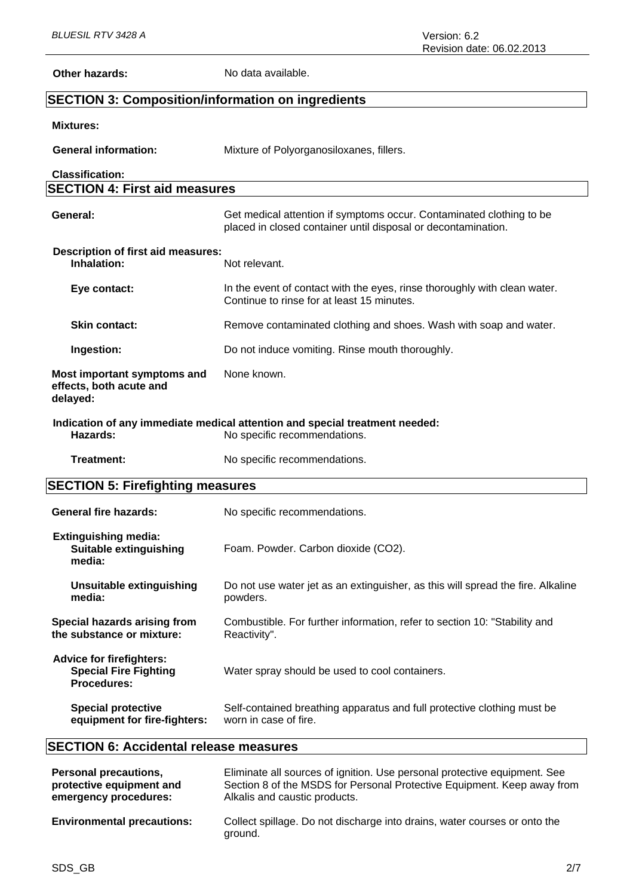**Other hazards:** No data available.

## SECTION 3: Composition/information on ingredients

**Mixtures:**

**General information:** Mixture of Polyorganosiloxanes, fillers.

**Classification:**

## SECTION 4: First aid measures

**General:** Get medical attention if symptoms occur. Contaminated clothing to be placed in closed container until disposal or decontamination.

**Description of first aid measures:**

**Inhalation:** Not relevant.

**Eye contact:** In the event of contact with the eyes, rinse thoroughly with clean water. Continue to rinse for at least 15 minutes.

**Skin contact:** Remove contaminated clothing and shoes. Wash with soap and water.

**Ingestion:** Do not induce vomiting. Rinse mouth thoroughly.

**Most important symptoms and effects, both acute and delayed:** None known.

**Indication of any immediate medical attention and special treatment needed:**

**Hazards:** No specific recommendations.

**Treatment:** No specific recommendations.

## SECTION 5: Firefighting measures

**General fire hazards:** No specific recommendations.

**Extinguishing media:**

**Suitable extinguishing media:** Foam. Powder. Carbon dioxide ($CO_2$).

**Unsuitable extinguishing media:** Do not use water jet as an extinguisher, as this will spread the fire. Alkaline powders.

**Special hazards arising from the substance or mixture:** Combustible. For further information, refer to section 10: "Stability and Reactivity".

**Advice for firefighters:**

**Special Fire Fighting Procedures:** Water spray should be used to cool containers.

**Special protective equipment for fire-fighters:** Self-contained breathing apparatus and full protective clothing must be worn in case of fire.

## SECTION 6: Accidental release measures

**Personal precautions, protective equipment and emergency procedures:** Eliminate all sources of ignition. Use personal protective equipment. See Section 8 of the MSDS for Personal Protective Equipment. Keep away from Alkalis and caustic products.

**Environmental precautions:** Collect spillage. Do not discharge into drains, water courses or onto the ground.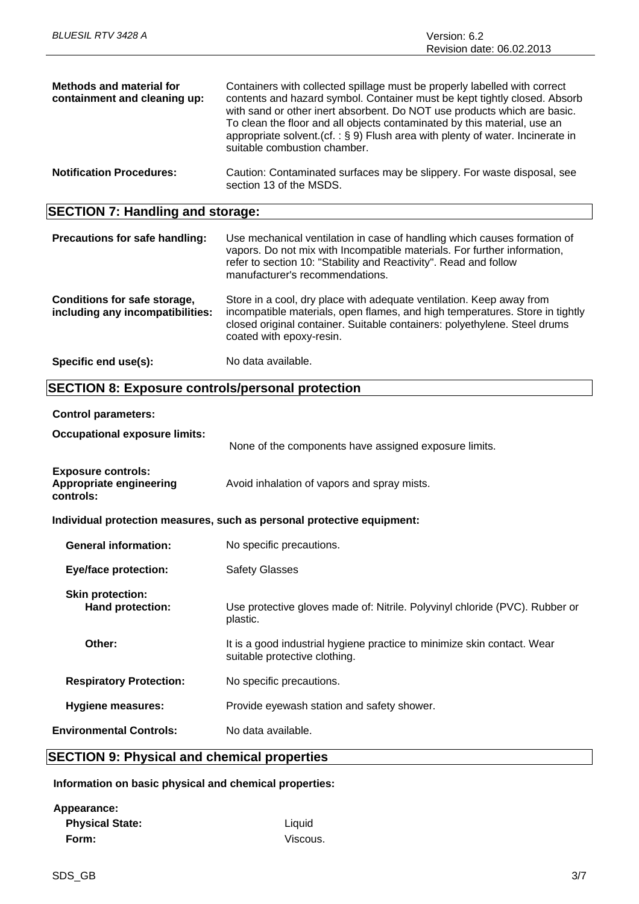**Methods and material for containment and cleaning up:** Containers with collected spillage must be properly labelled with correct contents and hazard symbol. Container must be kept tightly closed. Absorb with sand or other inert absorbent. Do NOT use products which are basic. To clean the floor and all objects contaminated by this material, use an appropriate solvent.(cf. : § 9) Flush area with plenty of water. Incinerate in suitable combustion chamber.

**Notification Procedures:** Caution: Contaminated surfaces may be slippery. For waste disposal, see section 13 of the MSDS.

## SECTION 7: Handling and storage:

**Precautions for safe handling:** Use mechanical ventilation in case of handling which causes formation of vapors. Do not mix with Incompatible materials. For further information, refer to section 10: "Stability and Reactivity". Read and follow manufacturer's recommendations.

**Conditions for safe storage, including any incompatibilities:** Store in a cool, dry place with adequate ventilation. Keep away from incompatible materials, open flames, and high temperatures. Store in tightly closed original container. Suitable containers: polyethylene. Steel drums coated with epoxy-resin.

**Specific end use(s):** No data available.

## SECTION 8: Exposure controls/personal protection

**Control parameters:**

**Occupational exposure limits:** None of the components have assigned exposure limits.

**Exposure controls:**
**Appropriate engineering controls:** Avoid inhalation of vapors and spray mists.

**Individual protection measures, such as personal protective equipment:**

**General information:** No specific precautions.

**Eye/face protection:** Safety Glasses

**Skin protection:**
**Hand protection:** Use protective gloves made of: Nitrile. Polyvinyl chloride (PVC). Rubber or plastic.

**Other:** It is a good industrial hygiene practice to minimize skin contact. Wear suitable protective clothing.

**Respiratory Protection:** No specific precautions.

**Hygiene measures:** Provide eyewash station and safety shower.

**Environmental Controls:** No data available.

## SECTION 9: Physical and chemical properties

**Information on basic physical and chemical properties:**

**Appearance:**
**Physical State:** Liquid
**Form:** Viscous.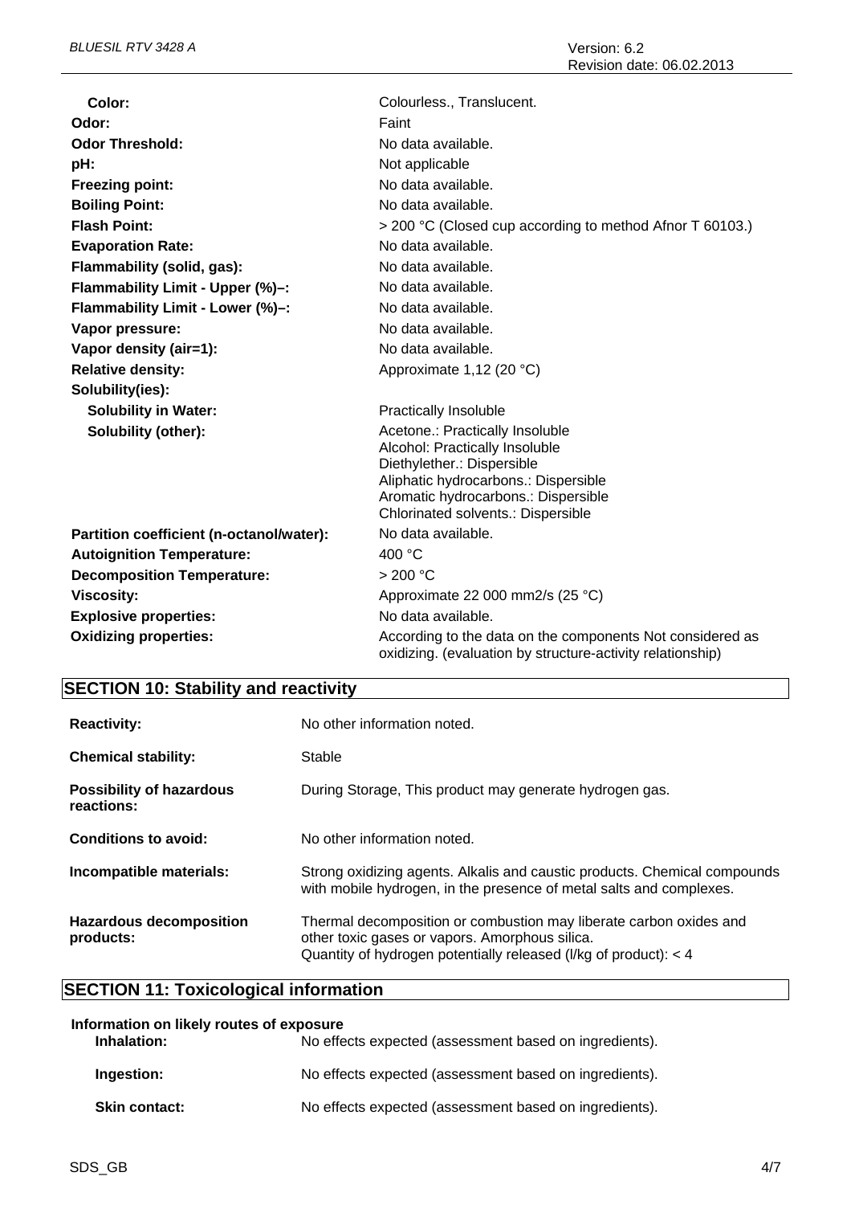| | |
|---|---|
| **Color:** | Colourless., Translucent. |
| **Odor:** | Faint |
| **Odor Threshold:** | No data available. |
| **pH:** | Not applicable |
| **Freezing point:** | No data available. |
| **Boiling Point:** | No data available. |
| **Flash Point:** | > 200 °C (Closed cup according to method Afnor T 60103.) |
| **Evaporation Rate:** | No data available. |
| **Flammability (solid, gas):** | No data available. |
| **Flammability Limit - Upper (%)–:** | No data available. |
| **Flammability Limit - Lower (%)–:** | No data available. |
| **Vapor pressure:** | No data available. |
| **Vapor density (air=1):** | No data available. |
| **Relative density:** | Approximate 1,12 (20 °C) |
| **Solubility(ies):** | |
| **Solubility in Water:** | Practically Insoluble |
| **Solubility (other):** | Acetone.: Practically Insoluble<br>Alcohol: Practically Insoluble<br>Diethylether.: Dispersible<br>Aliphatic hydrocarbons.: Dispersible<br>Aromatic hydrocarbons.: Dispersible<br>Chlorinated solvents.: Dispersible |
| **Partition coefficient (n-octanol/water):** | No data available. |
| **Autoignition Temperature:** | 400 °C |
| **Decomposition Temperature:** | > 200 °C |
| **Viscosity:** | Approximate 22 000 mm2/s (25 °C) |
| **Explosive properties:** | No data available. |
| **Oxidizing properties:** | According to the data on the components Not considered as oxidizing. (evaluation by structure-activity relationship) |

## SECTION 10: Stability and reactivity

| | |
|---|---|
| **Reactivity:** | No other information noted. |
| **Chemical stability:** | Stable |
| **Possibility of hazardous reactions:** | During Storage, This product may generate hydrogen gas. |
| **Conditions to avoid:** | No other information noted. |
| **Incompatible materials:** | Strong oxidizing agents. Alkalis and caustic products. Chemical compounds with mobile hydrogen, in the presence of metal salts and complexes. |
| **Hazardous decomposition products:** | Thermal decomposition or combustion may liberate carbon oxides and other toxic gases or vapors. Amorphous silica.<br>Quantity of hydrogen potentially released (l/kg of product): < 4 |

## SECTION 11: Toxicological information

**Information on likely routes of exposure**

| | |
|---|---|
| **Inhalation:** | No effects expected (assessment based on ingredients). |
| **Ingestion:** | No effects expected (assessment based on ingredients). |
| **Skin contact:** | No effects expected (assessment based on ingredients). |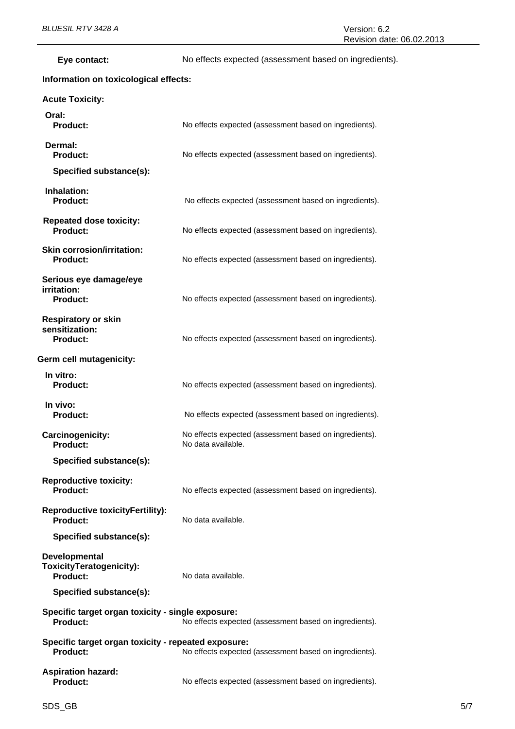**Eye contact:** No effects expected (assessment based on ingredients).

**Information on toxicological effects:**

**Acute Toxicity:**

**Oral:**
**Product:** No effects expected (assessment based on ingredients).

**Dermal:**
**Product:** No effects expected (assessment based on ingredients).

**Specified substance(s):**

**Inhalation:**
**Product:** No effects expected (assessment based on ingredients).

**Repeated dose toxicity:**
**Product:** No effects expected (assessment based on ingredients).

**Skin corrosion/irritation:**
**Product:** No effects expected (assessment based on ingredients).

**Serious eye damage/eye irritation:**
**Product:** No effects expected (assessment based on ingredients).

**Respiratory or skin sensitization:**
**Product:** No effects expected (assessment based on ingredients).

**Germ cell mutagenicity:**

**In vitro:**
**Product:** No effects expected (assessment based on ingredients).

**In vivo:**
**Product:** No effects expected (assessment based on ingredients).

**Carcinogenicity:**
**Product:** No effects expected (assessment based on ingredients). No data available.

**Specified substance(s):**

**Reproductive toxicity:**
**Product:** No effects expected (assessment based on ingredients).

**Reproductive toxicityFertility):**
**Product:** No data available.

**Specified substance(s):**

**Developmental ToxicityTeratogenicity):**
**Product:** No data available.

**Specified substance(s):**

**Specific target organ toxicity - single exposure:**
**Product:** No effects expected (assessment based on ingredients).

**Specific target organ toxicity - repeated exposure:**
**Product:** No effects expected (assessment based on ingredients).

**Aspiration hazard:**
**Product:** No effects expected (assessment based on ingredients).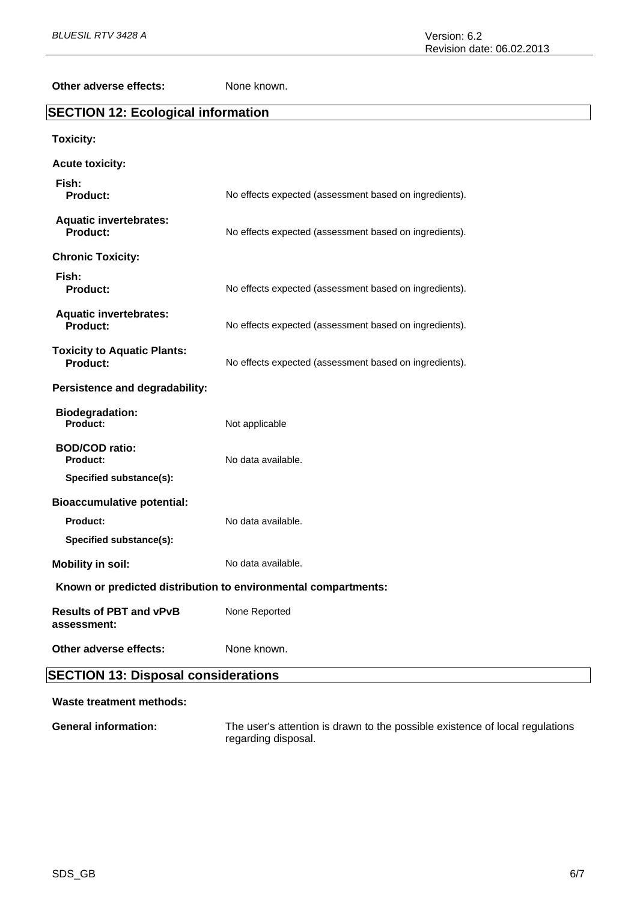**Other adverse effects:** None known.

## SECTION 12: Ecological information

**Toxicity:**

**Acute toxicity:**

**Fish:**
**Product:** No effects expected (assessment based on ingredients).

**Aquatic invertebrates:**
**Product:** No effects expected (assessment based on ingredients).

**Chronic Toxicity:**

**Fish:**
**Product:** No effects expected (assessment based on ingredients).

**Aquatic invertebrates:**
**Product:** No effects expected (assessment based on ingredients).

**Toxicity to Aquatic Plants:**
**Product:** No effects expected (assessment based on ingredients).

**Persistence and degradability:**

**Biodegradation:**
**Product:** Not applicable

**BOD/COD ratio:**
**Product:** No data available.

**Specified substance(s):**

**Bioaccumulative potential:**

**Product:** No data available.

**Specified substance(s):**

**Mobility in soil:** No data available.

**Known or predicted distribution to environmental compartments:**

**Results of PBT and vPvB assessment:** None Reported

**Other adverse effects:** None known.

## SECTION 13: Disposal considerations

**Waste treatment methods:**

**General information:** The user's attention is drawn to the possible existence of local regulations regarding disposal.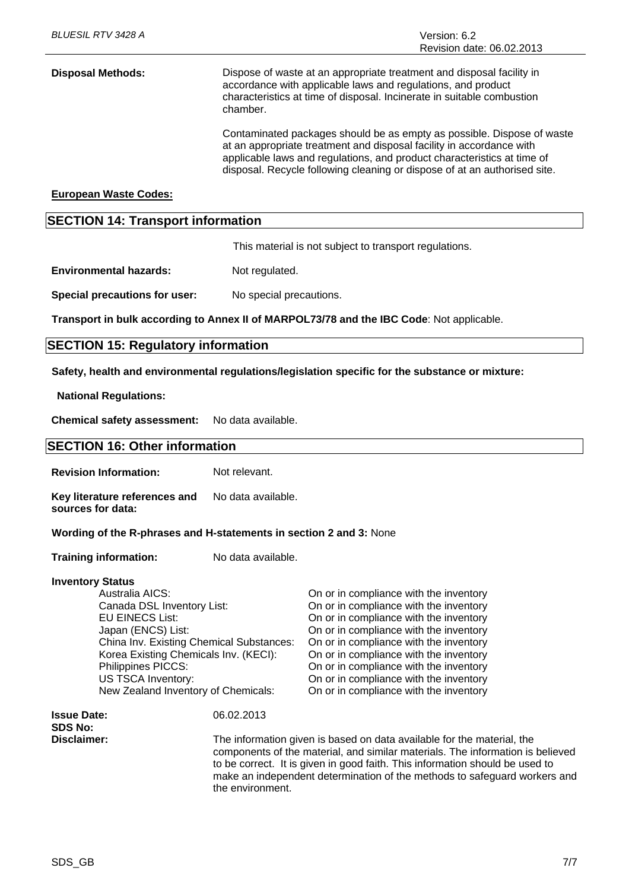**Disposal Methods:** Dispose of waste at an appropriate treatment and disposal facility in accordance with applicable laws and regulations, and product characteristics at time of disposal. Incinerate in suitable combustion chamber.

Contaminated packages should be as empty as possible. Dispose of waste at an appropriate treatment and disposal facility in accordance with applicable laws and regulations, and product characteristics at time of disposal. Recycle following cleaning or dispose of at an authorised site.

**European Waste Codes:**

## SECTION 14: Transport information

This material is not subject to transport regulations.

**Environmental hazards:** Not regulated.

**Special precautions for user:** No special precautions.

**Transport in bulk according to Annex II of MARPOL73/78 and the IBC Code**: Not applicable.

## SECTION 15: Regulatory information

**Safety, health and environmental regulations/legislation specific for the substance or mixture:**

**National Regulations:**

**Chemical safety assessment:** No data available.

## SECTION 16: Other information

**Revision Information:** Not relevant.

**Key literature references and sources for data:** No data available.

**Wording of the R-phrases and H-statements in section 2 and 3:** None

**Training information:** No data available.

**Inventory Status**

| | |
|---|---|
| Australia AICS: | On or in compliance with the inventory |
| Canada DSL Inventory List: | On or in compliance with the inventory |
| EU EINECS List: | On or in compliance with the inventory |
| Japan (ENCS) List: | On or in compliance with the inventory |
| China Inv. Existing Chemical Substances: | On or in compliance with the inventory |
| Korea Existing Chemicals Inv. (KECI): | On or in compliance with the inventory |
| Philippines PICCS: | On or in compliance with the inventory |
| US TSCA Inventory: | On or in compliance with the inventory |
| New Zealand Inventory of Chemicals: | On or in compliance with the inventory |

**Issue Date:** 06.02.2013

**SDS No:**

**Disclaimer:** The information given is based on data available for the material, the components of the material, and similar materials. The information is believed to be correct. It is given in good faith. This information should be used to make an independent determination of the methods to safeguard workers and the environment.